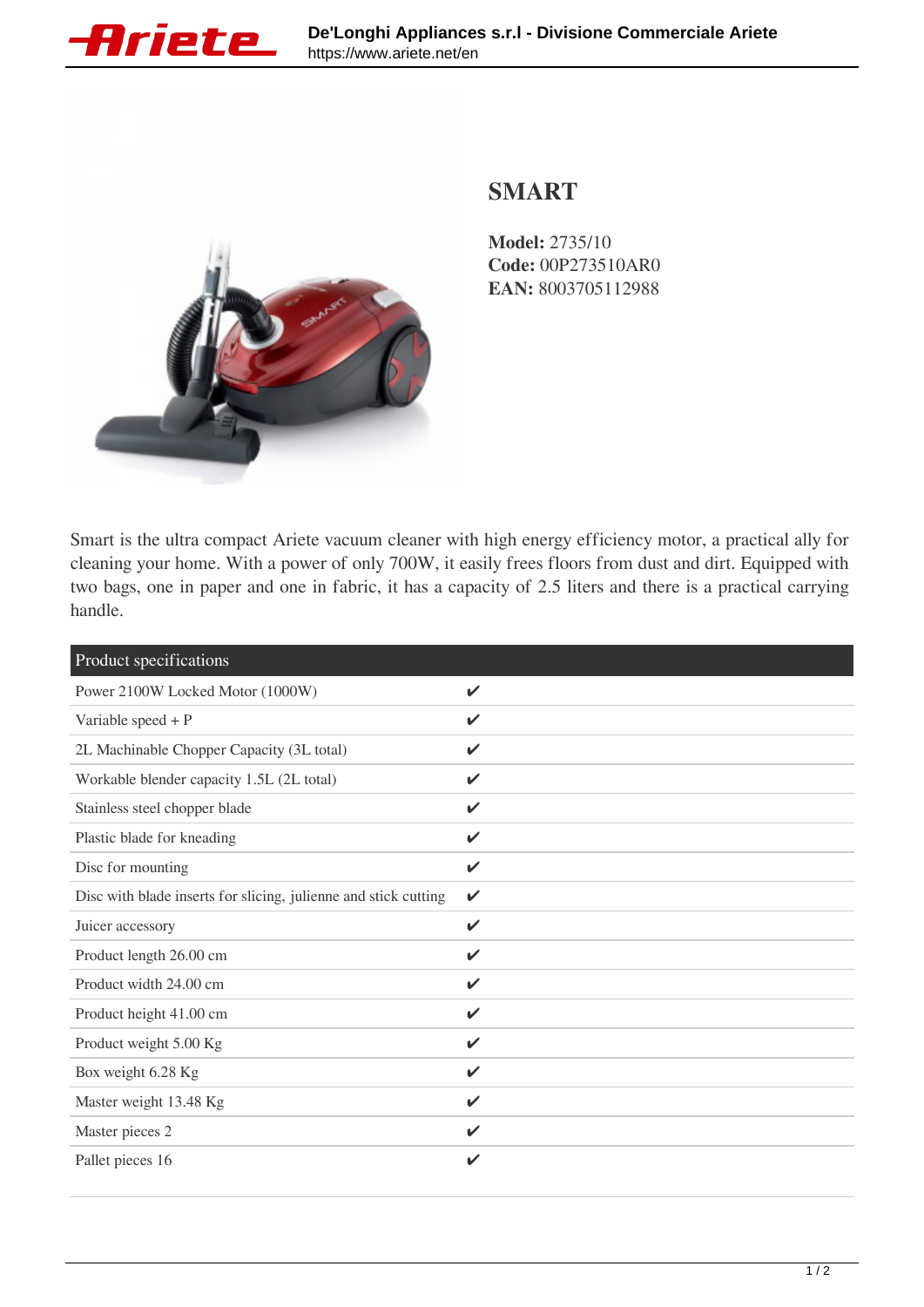# SMART

**Model:** 2735/10
**Code:** 00P273510AR0
**EAN:** 8003705112988

Smart is the ultra compact Ariete vacuum cleaner with high energy efficiency motor, a practical ally for cleaning your home. With a power of only 700W, it easily frees floors from dust and dirt. Equipped with two bags, one in paper and one in fabric, it has a capacity of 2.5 liters and there is a practical carrying handle.

| Product specifications | |
|---|---|
| Power 2100W Locked Motor (1000W) | ✔ |
| Variable speed + P | ✔ |
| 2L Machinable Chopper Capacity (3L total) | ✔ |
| Workable blender capacity 1.5L (2L total) | ✔ |
| Stainless steel chopper blade | ✔ |
| Plastic blade for kneading | ✔ |
| Disc for mounting | ✔ |
| Disc with blade inserts for slicing, julienne and stick cutting | ✔ |
| Juicer accessory | ✔ |
| Product length 26.00 cm | ✔ |
| Product width 24.00 cm | ✔ |
| Product height 41.00 cm | ✔ |
| Product weight 5.00 Kg | ✔ |
| Box weight 6.28 Kg | ✔ |
| Master weight 13.48 Kg | ✔ |
| Master pieces 2 | ✔ |
| Pallet pieces 16 | ✔ |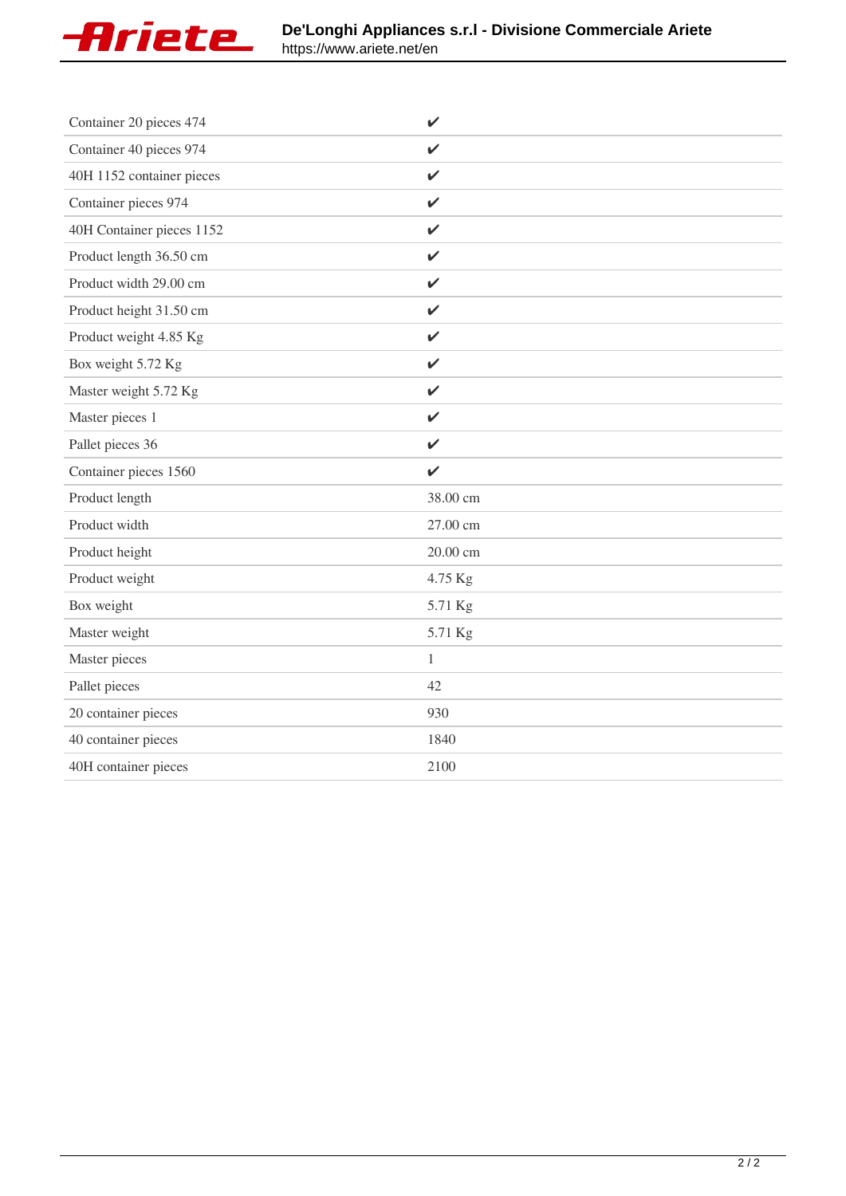| | |
|---|---|
| Container 20 pieces 474 | ✔ |
| Container 40 pieces 974 | ✔ |
| 40H 1152 container pieces | ✔ |
| Container pieces 974 | ✔ |
| 40H Container pieces 1152 | ✔ |
| Product length 36.50 cm | ✔ |
| Product width 29.00 cm | ✔ |
| Product height 31.50 cm | ✔ |
| Product weight 4.85 Kg | ✔ |
| Box weight 5.72 Kg | ✔ |
| Master weight 5.72 Kg | ✔ |
| Master pieces 1 | ✔ |
| Pallet pieces 36 | ✔ |
| Container pieces 1560 | ✔ |
| Product length | 38.00 cm |
| Product width | 27.00 cm |
| Product height | 20.00 cm |
| Product weight | 4.75 Kg |
| Box weight | 5.71 Kg |
| Master weight | 5.71 Kg |
| Master pieces | 1 |
| Pallet pieces | 42 |
| 20 container pieces | 930 |
| 40 container pieces | 1840 |
| 40H container pieces | 2100 |